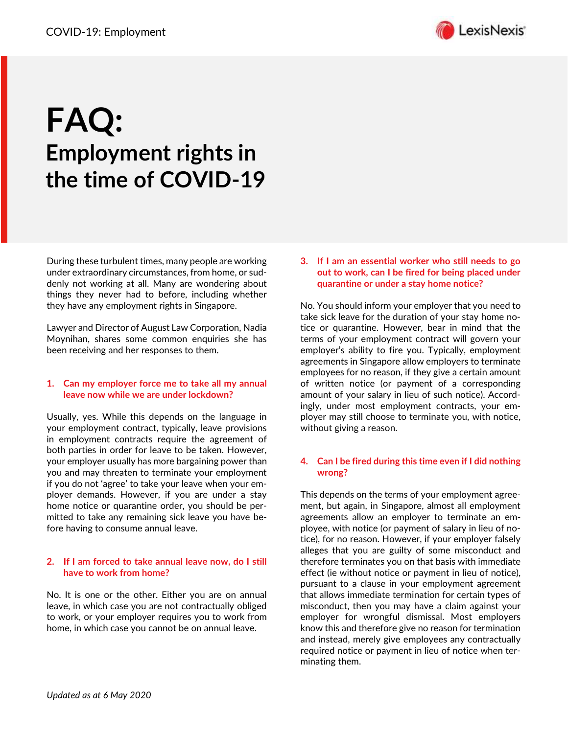# FAQ:

## Employment rights in the time of COVID-19

During these turbulent times, many people are working under extraordinary circumstances, from home, or suddenly not working at all. Many are wondering about things they never had to before, including whether they have any employment rights in Singapore.

Lawyer and Director of August Law Corporation, Nadia Moynihan, shares some common enquiries she has been receiving and her responses to them.

### 1. Can my employer force me to take all my annual leave now while we are under lockdown?

Usually, yes. While this depends on the language in your employment contract, typically, leave provisions in employment contracts require the agreement of both parties in order for leave to be taken. However, your employer usually has more bargaining power than you and may threaten to terminate your employment if you do not 'agree' to take your leave when your employer demands. However, if you are under a stay home notice or quarantine order, you should be permitted to take any remaining sick leave you have before having to consume annual leave.

### 2. If I am forced to take annual leave now, do I still have to work from home?

No. It is one or the other. Either you are on annual leave, in which case you are not contractually obliged to work, or your employer requires you to work from home, in which case you cannot be on annual leave.

### 3. If I am an essential worker who still needs to go out to work, can I be fired for being placed under quarantine or under a stay home notice?

No. You should inform your employer that you need to take sick leave for the duration of your stay home notice or quarantine. However, bear in mind that the terms of your employment contract will govern your employer's ability to fire you. Typically, employment agreements in Singapore allow employers to terminate employees for no reason, if they give a certain amount of written notice (or payment of a corresponding amount of your salary in lieu of such notice). Accordingly, under most employment contracts, your employer may still choose to terminate you, with notice, without giving a reason.

### 4. Can I be fired during this time even if I did nothing wrong?

This depends on the terms of your employment agreement, but again, in Singapore, almost all employment agreements allow an employer to terminate an employee, with notice (or payment of salary in lieu of notice), for no reason. However, if your employer falsely alleges that you are guilty of some misconduct and therefore terminates you on that basis with immediate effect (ie without notice or payment in lieu of notice), pursuant to a clause in your employment agreement that allows immediate termination for certain types of misconduct, then you may have a claim against your employer for wrongful dismissal. Most employers know this and therefore give no reason for termination and instead, merely give employees any contractually required notice or payment in lieu of notice when terminating them.

*Updated as at 6 May 2020*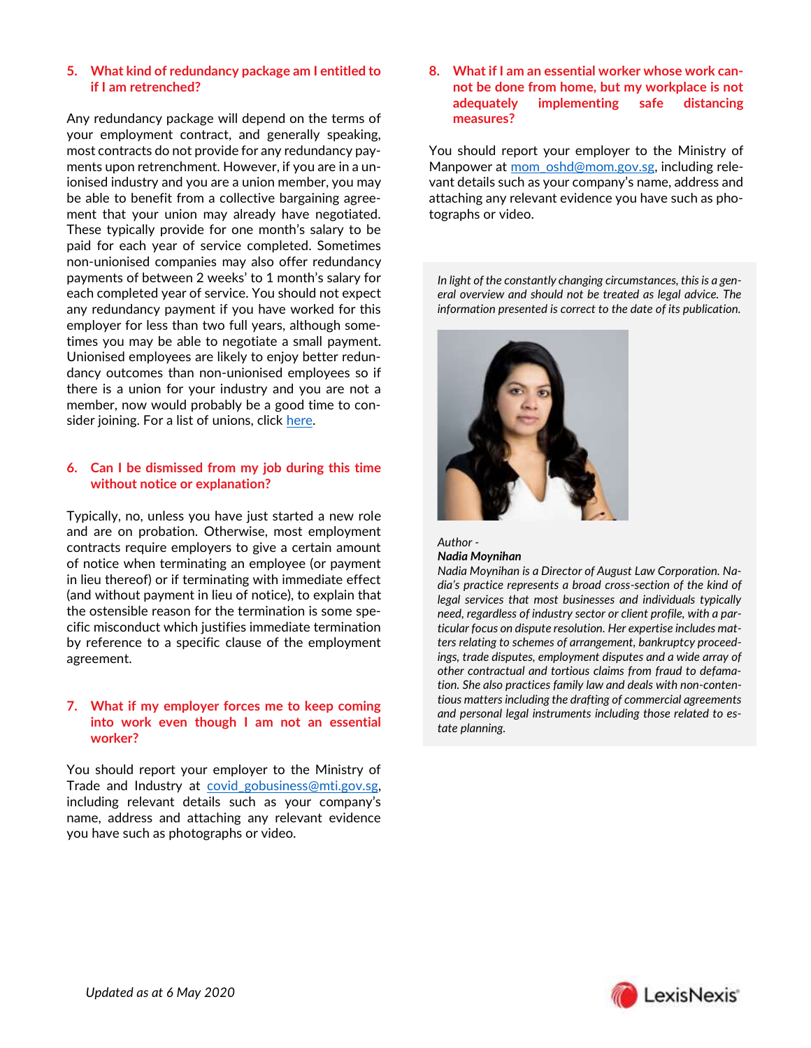### 5. What kind of redundancy package am I entitled to if I am retrenched?

Any redundancy package will depend on the terms of your employment contract, and generally speaking, most contracts do not provide for any redundancy payments upon retrenchment. However, if you are in a unionised industry and you are a union member, you may be able to benefit from a collective bargaining agreement that your union may already have negotiated. These typically provide for one month's salary to be paid for each year of service completed. Sometimes non-unionised companies may also offer redundancy payments of between 2 weeks' to 1 month's salary for each completed year of service. You should not expect any redundancy payment if you have worked for this employer for less than two full years, although sometimes you may be able to negotiate a small payment. Unionised employees are likely to enjoy better redundancy outcomes than non-unionised employees so if there is a union for your industry and you are not a member, now would probably be a good time to consider joining. For a list of unions, click here.

### 6. Can I be dismissed from my job during this time without notice or explanation?

Typically, no, unless you have just started a new role and are on probation. Otherwise, most employment contracts require employers to give a certain amount of notice when terminating an employee (or payment in lieu thereof) or if terminating with immediate effect (and without payment in lieu of notice), to explain that the ostensible reason for the termination is some specific misconduct which justifies immediate termination by reference to a specific clause of the employment agreement.

### 7. What if my employer forces me to keep coming into work even though I am not an essential worker?

You should report your employer to the Ministry of Trade and Industry at covid_gobusiness@mti.gov.sg, including relevant details such as your company's name, address and attaching any relevant evidence you have such as photographs or video.

### 8. What if I am an essential worker whose work cannot be done from home, but my workplace is not adequately implementing safe distancing measures?

You should report your employer to the Ministry of Manpower at mom_oshd@mom.gov.sg, including relevant details such as your company's name, address and attaching any relevant evidence you have such as photographs or video.

*In light of the constantly changing circumstances, this is a general overview and should not be treated as legal advice. The information presented is correct to the date of its publication.*

*Author -*
***Nadia Moynihan***
*Nadia Moynihan is a Director of August Law Corporation. Nadia's practice represents a broad cross-section of the kind of legal services that most businesses and individuals typically need, regardless of industry sector or client profile, with a particular focus on dispute resolution. Her expertise includes matters relating to schemes of arrangement, bankruptcy proceedings, trade disputes, employment disputes and a wide array of other contractual and tortious claims from fraud to defamation. She also practices family law and deals with non-contentious matters including the drafting of commercial agreements and personal legal instruments including those related to estate planning.*

*Updated as at 6 May 2020*